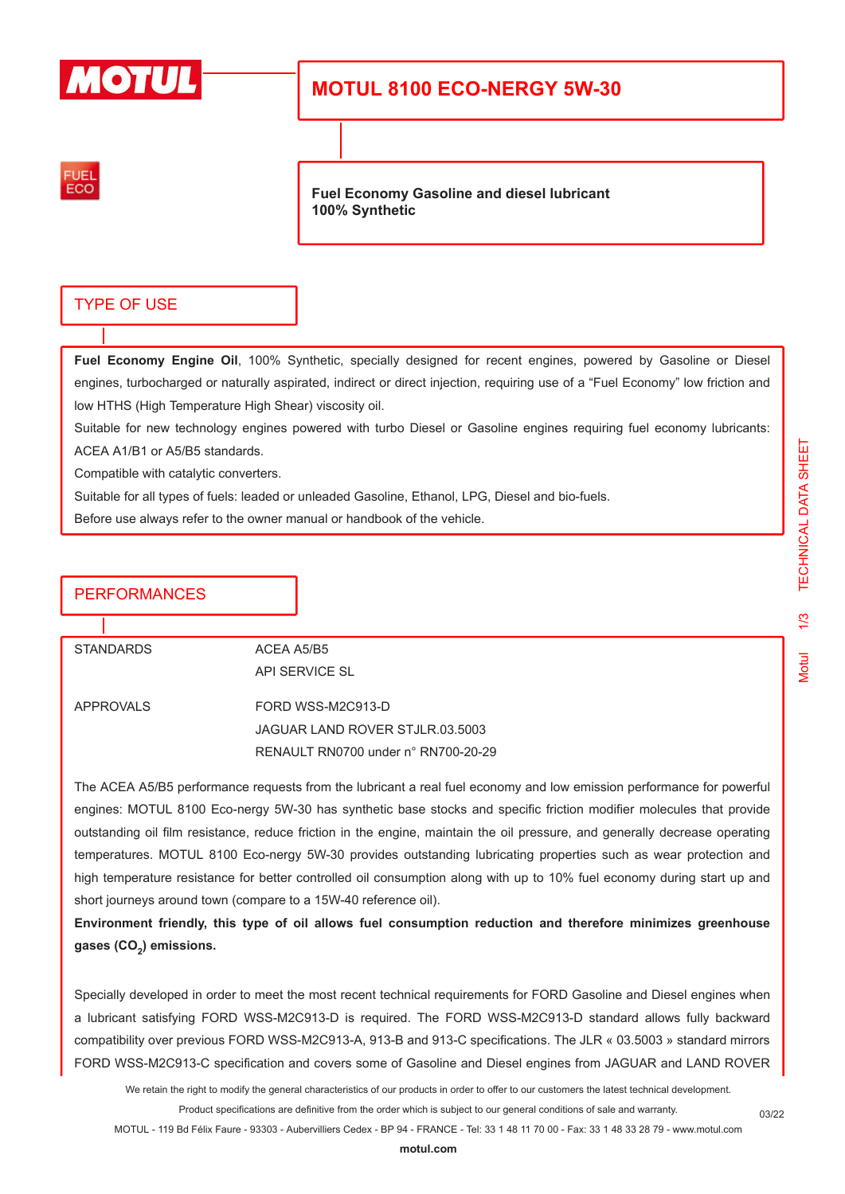# MOTUL 8100 ECO-NERGY 5W-30

FUEL ECO

**Fuel Economy Gasoline and diesel lubricant**
**100% Synthetic**

## TYPE OF USE

**Fuel Economy Engine Oil**, 100% Synthetic, specially designed for recent engines, powered by Gasoline or Diesel engines, turbocharged or naturally aspirated, indirect or direct injection, requiring use of a "Fuel Economy" low friction and low HTHS (High Temperature High Shear) viscosity oil.

Suitable for new technology engines powered with turbo Diesel or Gasoline engines requiring fuel economy lubricants: ACEA A1/B1 or A5/B5 standards.

Compatible with catalytic converters.

Suitable for all types of fuels: leaded or unleaded Gasoline, Ethanol, LPG, Diesel and bio-fuels.

Before use always refer to the owner manual or handbook of the vehicle.

## PERFORMANCES

| | |
|---|---|
| STANDARDS | ACEA A5/B5 |
| | API SERVICE SL |
| APPROVALS | FORD WSS-M2C913-D |
| | JAGUAR LAND ROVER STJLR.03.5003 |
| | RENAULT RN0700 under n° RN700-20-29 |

The ACEA A5/B5 performance requests from the lubricant a real fuel economy and low emission performance for powerful engines: MOTUL 8100 Eco-nergy 5W-30 has synthetic base stocks and specific friction modifier molecules that provide outstanding oil film resistance, reduce friction in the engine, maintain the oil pressure, and generally decrease operating temperatures. MOTUL 8100 Eco-nergy 5W-30 provides outstanding lubricating properties such as wear protection and high temperature resistance for better controlled oil consumption along with up to 10% fuel economy during start up and short journeys around town (compare to a 15W-40 reference oil).

**Environment friendly, this type of oil allows fuel consumption reduction and therefore minimizes greenhouse gases ($CO_2$) emissions.**

Specially developed in order to meet the most recent technical requirements for FORD Gasoline and Diesel engines when a lubricant satisfying FORD WSS-M2C913-D is required. The FORD WSS-M2C913-D standard allows fully backward compatibility over previous FORD WSS-M2C913-A, 913-B and 913-C specifications. The JLR « 03.5003 » standard mirrors FORD WSS-M2C913-C specification and covers some of Gasoline and Diesel engines from JAGUAR and LAND ROVER

We retain the right to modify the general characteristics of our products in order to offer to our customers the latest technical development.

Product specifications are definitive from the order which is subject to our general conditions of sale and warranty.

MOTUL - 119 Bd Félix Faure - 93303 - Aubervilliers Cedex - BP 94 - FRANCE - Tel: 33 1 48 11 70 00 - Fax: 33 1 48 33 28 79 - www.motul.com

03/22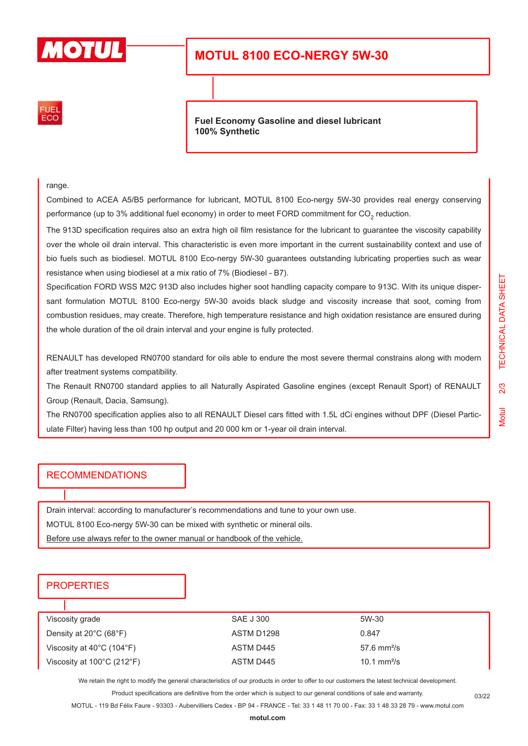# MOTUL 8100 ECO-NERGY 5W-30

**Fuel Economy Gasoline and diesel lubricant**
**100% Synthetic**

range.

Combined to ACEA A5/B5 performance for lubricant, MOTUL 8100 Eco-nergy 5W-30 provides real energy conserving performance (up to 3% additional fuel economy) in order to meet FORD commitment for $CO_2$ reduction.

The 913D specification requires also an extra high oil film resistance for the lubricant to guarantee the viscosity capability over the whole oil drain interval. This characteristic is even more important in the current sustainability context and use of bio fuels such as biodiesel. MOTUL 8100 Eco-nergy 5W-30 guarantees outstanding lubricating properties such as wear resistance when using biodiesel at a mix ratio of 7% (Biodiesel - B7).

Specification FORD WSS M2C 913D also includes higher soot handling capacity compare to 913C. With its unique dispersant formulation MOTUL 8100 Eco-nergy 5W-30 avoids black sludge and viscosity increase that soot, coming from combustion residues, may create. Therefore, high temperature resistance and high oxidation resistance are ensured during the whole duration of the oil drain interval and your engine is fully protected.

RENAULT has developed RN0700 standard for oils able to endure the most severe thermal constrains along with modern after treatment systems compatibility.

The Renault RN0700 standard applies to all Naturally Aspirated Gasoline engines (except Renault Sport) of RENAULT Group (Renault, Dacia, Samsung).

The RN0700 specification applies also to all RENAULT Diesel cars fitted with 1.5L dCi engines without DPF (Diesel Particulate Filter) having less than 100 hp output and 20 000 km or 1-year oil drain interval.

## RECOMMENDATIONS

Drain interval: according to manufacturer's recommendations and tune to your own use.

MOTUL 8100 Eco-nergy 5W-30 can be mixed with synthetic or mineral oils.

Before use always refer to the owner manual or handbook of the vehicle.

## PROPERTIES

| Property | Method | Value |
|---|---|---|
| Viscosity grade | SAE J 300 | 5W-30 |
| Density at 20°C (68°F) | ASTM D1298 | 0.847 |
| Viscosity at 40°C (104°F) | ASTM D445 | 57.6 mm²/s |
| Viscosity at 100°C (212°F) | ASTM D445 | 10.1 mm²/s |

We retain the right to modify the general characteristics of our products in order to offer to our customers the latest technical development.
Product specifications are definitive from the order which is subject to our general conditions of sale and warranty.
MOTUL - 119 Bd Félix Faure - 93303 - Aubervilliers Cedex - BP 94 - FRANCE - Tel: 33 1 48 11 70 00 - Fax: 33 1 48 33 28 79 - www.motul.com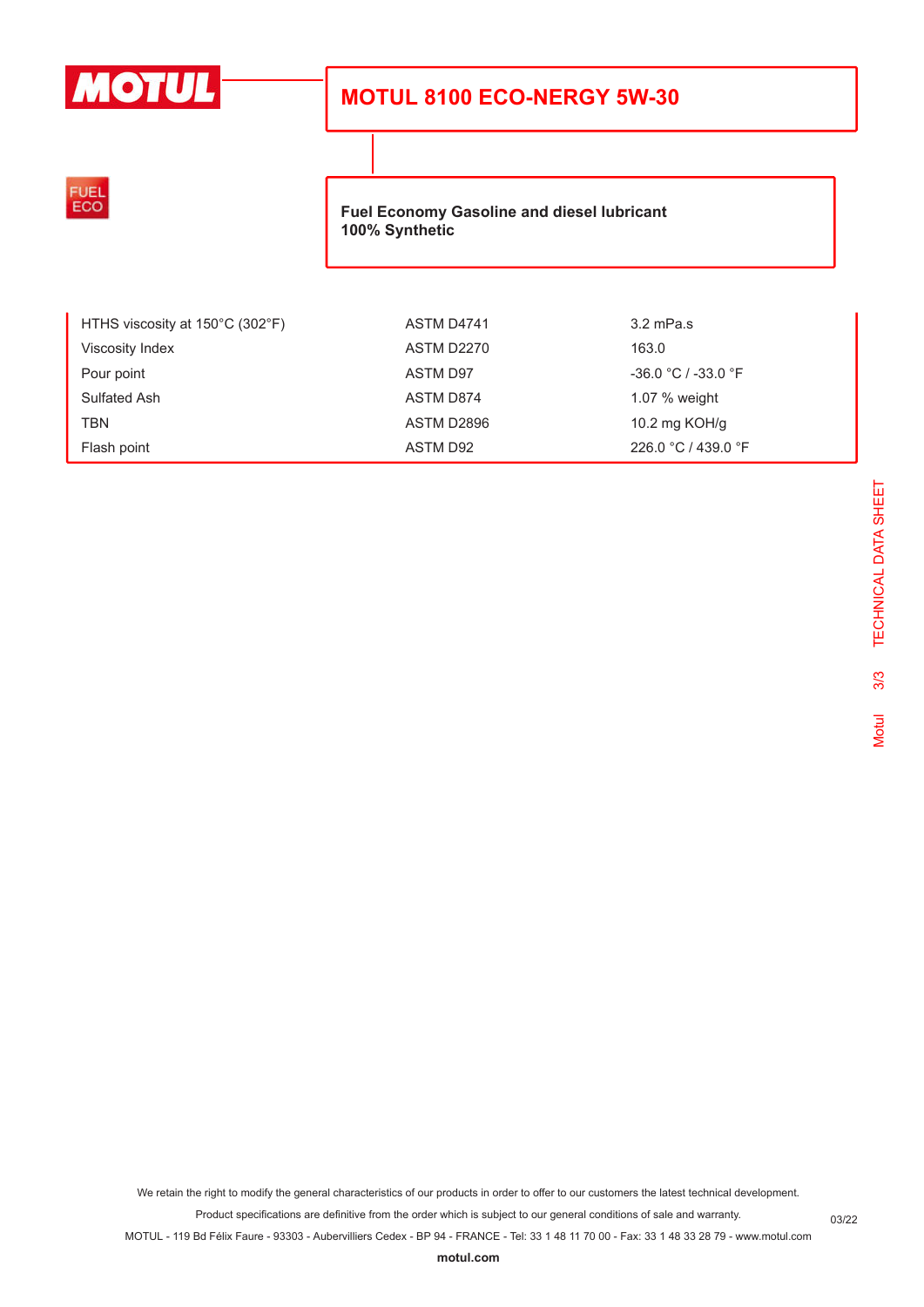# MOTUL 8100 ECO-NERGY 5W-30

FUEL ECO

**Fuel Economy Gasoline and diesel lubricant**
**100% Synthetic**

| | | |
|---|---|---|
| HTHS viscosity at 150°C (302°F) | ASTM D4741 | 3.2 mPa.s |
| Viscosity Index | ASTM D2270 | 163.0 |
| Pour point | ASTM D97 | -36.0 °C / -33.0 °F |
| Sulfated Ash | ASTM D874 | 1.07 % weight |
| TBN | ASTM D2896 | 10.2 mg KOH/g |
| Flash point | ASTM D92 | 226.0 °C / 439.0 °F |

We retain the right to modify the general characteristics of our products in order to offer to our customers the latest technical development.

Product specifications are definitive from the order which is subject to our general conditions of sale and warranty.

MOTUL - 119 Bd Félix Faure - 93303 - Aubervilliers Cedex - BP 94 - FRANCE - Tel: 33 1 48 11 70 00 - Fax: 33 1 48 33 28 79 - www.motul.com

**motul.com**

03/22